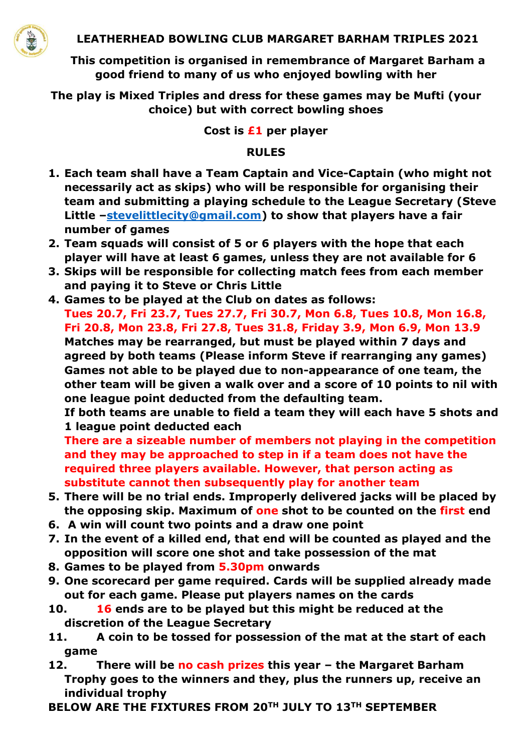# LEATHERHEAD BOWLING CLUB MARGARET BARHAM TRIPLES 2021

**This competition is organised in remembrance of Margaret Barham a good friend to many of us who enjoyed bowling with her**

**The play is Mixed Triples and dress for these games may be Mufti (your choice) but with correct bowling shoes**

**Cost is £1 per player**

## RULES

1. **Each team shall have a Team Captain and Vice-Captain (who might not necessarily act as skips) who will be responsible for organising their team and submitting a playing schedule to the League Secretary (Steve Little –stevelittlecity@gmail.com) to show that players have a fair number of games**
2. **Team squads will consist of 5 or 6 players with the hope that each player will have at least 6 games, unless they are not available for 6**
3. **Skips will be responsible for collecting match fees from each member and paying it to Steve or Chris Little**
4. **Games to be played at the Club on dates as follows:**
   **Tues 20.7, Fri 23.7, Tues 27.7, Fri 30.7, Mon 6.8, Tues 10.8, Mon 16.8, Fri 20.8, Mon 23.8, Fri 27.8, Tues 31.8, Friday 3.9, Mon 6.9, Mon 13.9**
   **Matches may be rearranged, but must be played within 7 days and agreed by both teams (Please inform Steve if rearranging any games)**
   **Games not able to be played due to non-appearance of one team, the other team will be given a walk over and a score of 10 points to nil with one league point deducted from the defaulting team.**
   **If both teams are unable to field a team they will each have 5 shots and 1 league point deducted each**
   **There are a sizeable number of members not playing in the competition and they may be approached to step in if a team does not have the required three players available. However, that person acting as substitute cannot then subsequently play for another team**
5. **There will be no trial ends. Improperly delivered jacks will be placed by the opposing skip. Maximum of one shot to be counted on the first end**
6. **A win will count two points and a draw one point**
7. **In the event of a killed end, that end will be counted as played and the opposition will score one shot and take possession of the mat**
8. **Games to be played from 5.30pm onwards**
9. **One scorecard per game required. Cards will be supplied already made out for each game. Please put players names on the cards**
10. **16 ends are to be played but this might be reduced at the discretion of the League Secretary**
11. **A coin to be tossed for possession of the mat at the start of each game**
12. **There will be no cash prizes this year – the Margaret Barham Trophy goes to the winners and they, plus the runners up, receive an individual trophy**

**BELOW ARE THE FIXTURES FROM 20TH JULY TO 13TH SEPTEMBER**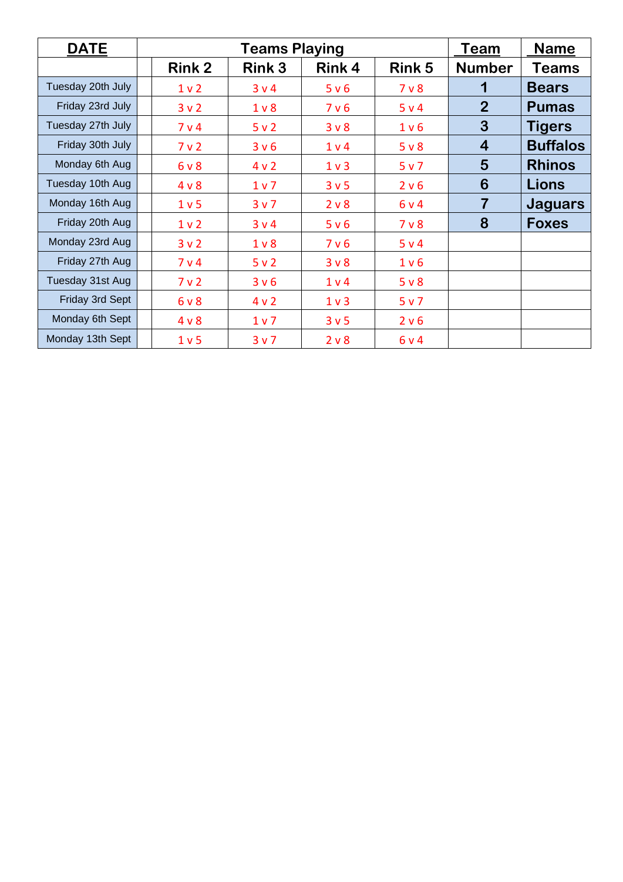| DATE | Teams Playing | | | | | Team | Name |
|---|---|---|---|---|---|---|---|
| | | Rink 2 | Rink 3 | Rink 4 | Rink 5 | Number | Teams |
| Tuesday 20th July | | 1 v 2 | 3 v 4 | 5 v 6 | 7 v 8 | 1 | Bears |
| Friday 23rd July | | 3 v 2 | 1 v 8 | 7 v 6 | 5 v 4 | 2 | Pumas |
| Tuesday 27th July | | 7 v 4 | 5 v 2 | 3 v 8 | 1 v 6 | 3 | Tigers |
| Friday 30th July | | 7 v 2 | 3 v 6 | 1 v 4 | 5 v 8 | 4 | Buffalos |
| Monday 6th Aug | | 6 v 8 | 4 v 2 | 1 v 3 | 5 v 7 | 5 | Rhinos |
| Tuesday 10th Aug | | 4 v 8 | 1 v 7 | 3 v 5 | 2 v 6 | 6 | Lions |
| Monday 16th Aug | | 1 v 5 | 3 v 7 | 2 v 8 | 6 v 4 | 7 | Jaguars |
| Friday 20th Aug | | 1 v 2 | 3 v 4 | 5 v 6 | 7 v 8 | 8 | Foxes |
| Monday 23rd Aug | | 3 v 2 | 1 v 8 | 7 v 6 | 5 v 4 | | |
| Friday 27th Aug | | 7 v 4 | 5 v 2 | 3 v 8 | 1 v 6 | | |
| Tuesday 31st Aug | | 7 v 2 | 3 v 6 | 1 v 4 | 5 v 8 | | |
| Friday 3rd Sept | | 6 v 8 | 4 v 2 | 1 v 3 | 5 v 7 | | |
| Monday 6th Sept | | 4 v 8 | 1 v 7 | 3 v 5 | 2 v 6 | | |
| Monday 13th Sept | | 1 v 5 | 3 v 7 | 2 v 8 | 6 v 4 | | |